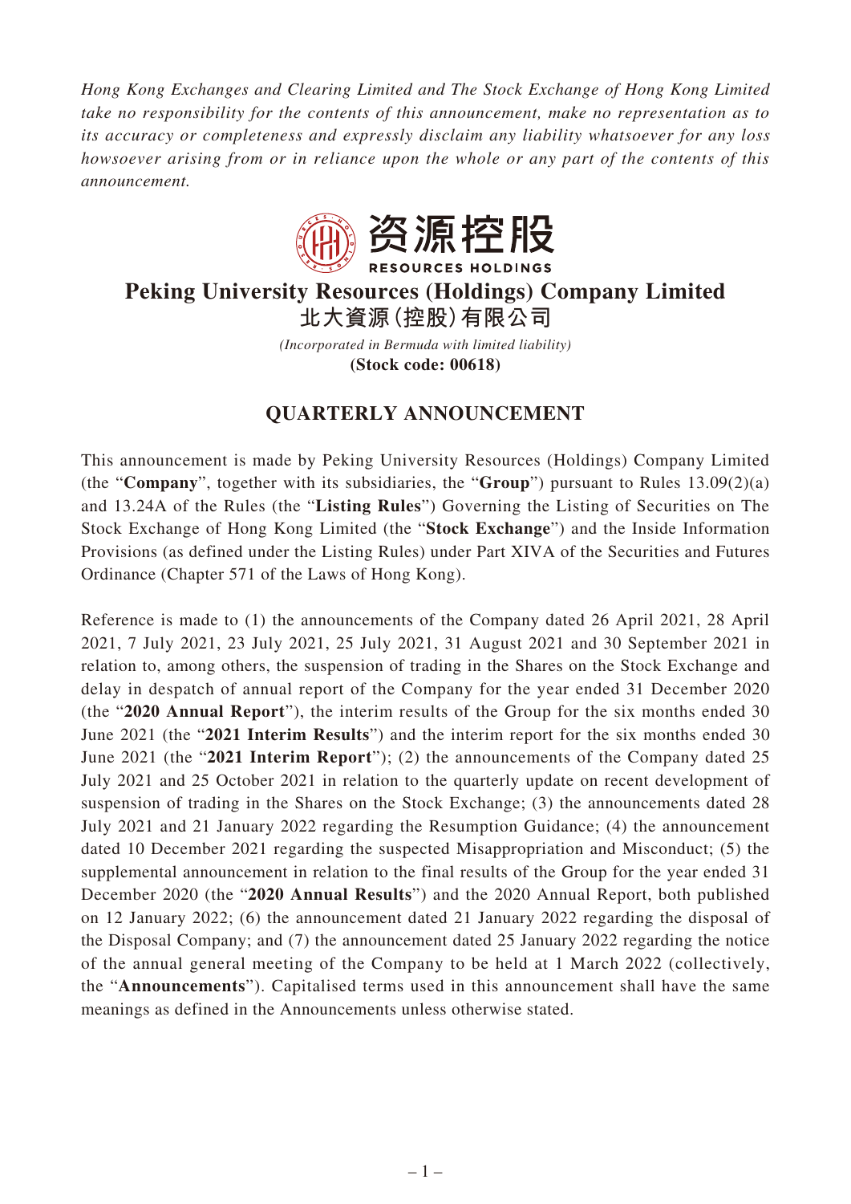*Hong Kong Exchanges and Clearing Limited and The Stock Exchange of Hong Kong Limited take no responsibility for the contents of this announcement, make no representation as to its accuracy or completeness and expressly disclaim any liability whatsoever for any loss howsoever arising from or in reliance upon the whole or any part of the contents of this announcement.*

资源控股
RESOURCES HOLDINGS

# Peking University Resources (Holdings) Company Limited
# 北大資源(控股)有限公司

*(Incorporated in Bermuda with limited liability)*
**(Stock code: 00618)**

## QUARTERLY ANNOUNCEMENT

This announcement is made by Peking University Resources (Holdings) Company Limited (the "**Company**", together with its subsidiaries, the "**Group**") pursuant to Rules 13.09(2)(a) and 13.24A of the Rules (the "**Listing Rules**") Governing the Listing of Securities on The Stock Exchange of Hong Kong Limited (the "**Stock Exchange**") and the Inside Information Provisions (as defined under the Listing Rules) under Part XIVA of the Securities and Futures Ordinance (Chapter 571 of the Laws of Hong Kong).

Reference is made to (1) the announcements of the Company dated 26 April 2021, 28 April 2021, 7 July 2021, 23 July 2021, 25 July 2021, 31 August 2021 and 30 September 2021 in relation to, among others, the suspension of trading in the Shares on the Stock Exchange and delay in despatch of annual report of the Company for the year ended 31 December 2020 (the "**2020 Annual Report**"), the interim results of the Group for the six months ended 30 June 2021 (the "**2021 Interim Results**") and the interim report for the six months ended 30 June 2021 (the "**2021 Interim Report**"); (2) the announcements of the Company dated 25 July 2021 and 25 October 2021 in relation to the quarterly update on recent development of suspension of trading in the Shares on the Stock Exchange; (3) the announcements dated 28 July 2021 and 21 January 2022 regarding the Resumption Guidance; (4) the announcement dated 10 December 2021 regarding the suspected Misappropriation and Misconduct; (5) the supplemental announcement in relation to the final results of the Group for the year ended 31 December 2020 (the "**2020 Annual Results**") and the 2020 Annual Report, both published on 12 January 2022; (6) the announcement dated 21 January 2022 regarding the disposal of the Disposal Company; and (7) the announcement dated 25 January 2022 regarding the notice of the annual general meeting of the Company to be held at 1 March 2022 (collectively, the "**Announcements**"). Capitalised terms used in this announcement shall have the same meanings as defined in the Announcements unless otherwise stated.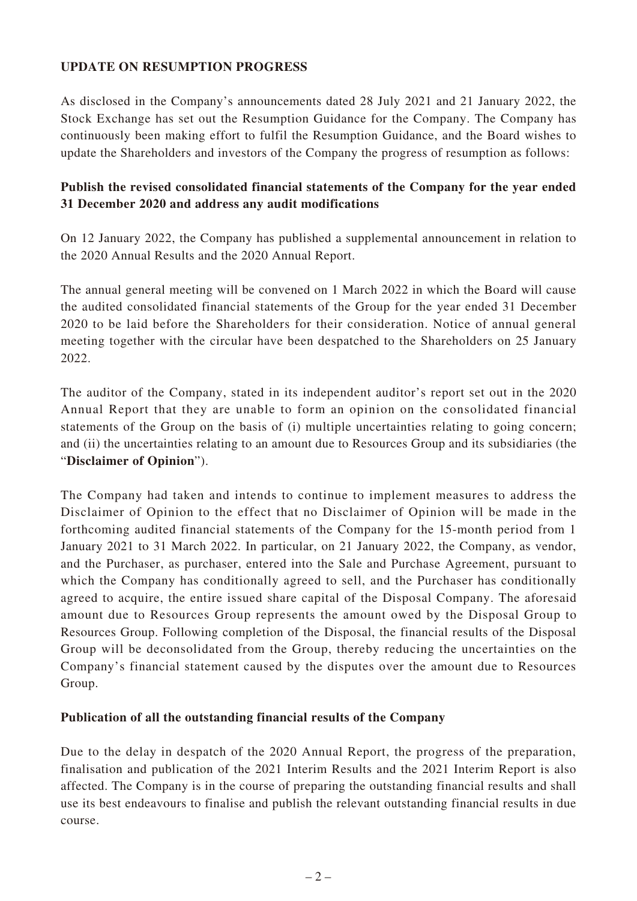## UPDATE ON RESUMPTION PROGRESS

As disclosed in the Company's announcements dated 28 July 2021 and 21 January 2022, the Stock Exchange has set out the Resumption Guidance for the Company. The Company has continuously been making effort to fulfil the Resumption Guidance, and the Board wishes to update the Shareholders and investors of the Company the progress of resumption as follows:

### Publish the revised consolidated financial statements of the Company for the year ended 31 December 2020 and address any audit modifications

On 12 January 2022, the Company has published a supplemental announcement in relation to the 2020 Annual Results and the 2020 Annual Report.

The annual general meeting will be convened on 1 March 2022 in which the Board will cause the audited consolidated financial statements of the Group for the year ended 31 December 2020 to be laid before the Shareholders for their consideration. Notice of annual general meeting together with the circular have been despatched to the Shareholders on 25 January 2022.

The auditor of the Company, stated in its independent auditor's report set out in the 2020 Annual Report that they are unable to form an opinion on the consolidated financial statements of the Group on the basis of (i) multiple uncertainties relating to going concern; and (ii) the uncertainties relating to an amount due to Resources Group and its subsidiaries (the "**Disclaimer of Opinion**").

The Company had taken and intends to continue to implement measures to address the Disclaimer of Opinion to the effect that no Disclaimer of Opinion will be made in the forthcoming audited financial statements of the Company for the 15-month period from 1 January 2021 to 31 March 2022. In particular, on 21 January 2022, the Company, as vendor, and the Purchaser, as purchaser, entered into the Sale and Purchase Agreement, pursuant to which the Company has conditionally agreed to sell, and the Purchaser has conditionally agreed to acquire, the entire issued share capital of the Disposal Company. The aforesaid amount due to Resources Group represents the amount owed by the Disposal Group to Resources Group. Following completion of the Disposal, the financial results of the Disposal Group will be deconsolidated from the Group, thereby reducing the uncertainties on the Company's financial statement caused by the disputes over the amount due to Resources Group.

### Publication of all the outstanding financial results of the Company

Due to the delay in despatch of the 2020 Annual Report, the progress of the preparation, finalisation and publication of the 2021 Interim Results and the 2021 Interim Report is also affected. The Company is in the course of preparing the outstanding financial results and shall use its best endeavours to finalise and publish the relevant outstanding financial results in due course.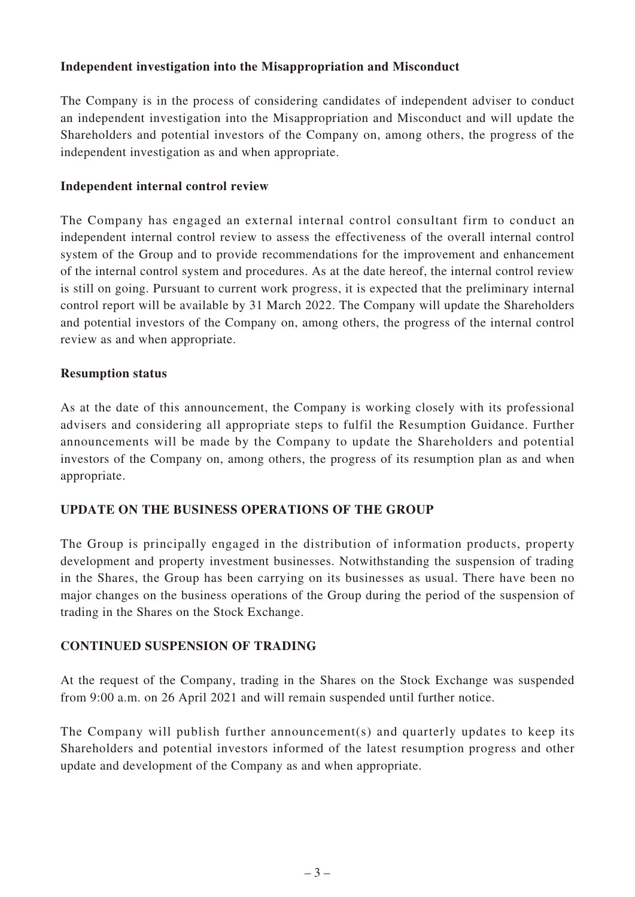**Independent investigation into the Misappropriation and Misconduct**

The Company is in the process of considering candidates of independent adviser to conduct an independent investigation into the Misappropriation and Misconduct and will update the Shareholders and potential investors of the Company on, among others, the progress of the independent investigation as and when appropriate.

**Independent internal control review**

The Company has engaged an external internal control consultant firm to conduct an independent internal control review to assess the effectiveness of the overall internal control system of the Group and to provide recommendations for the improvement and enhancement of the internal control system and procedures. As at the date hereof, the internal control review is still on going. Pursuant to current work progress, it is expected that the preliminary internal control report will be available by 31 March 2022. The Company will update the Shareholders and potential investors of the Company on, among others, the progress of the internal control review as and when appropriate.

**Resumption status**

As at the date of this announcement, the Company is working closely with its professional advisers and considering all appropriate steps to fulfil the Resumption Guidance. Further announcements will be made by the Company to update the Shareholders and potential investors of the Company on, among others, the progress of its resumption plan as and when appropriate.

## UPDATE ON THE BUSINESS OPERATIONS OF THE GROUP

The Group is principally engaged in the distribution of information products, property development and property investment businesses. Notwithstanding the suspension of trading in the Shares, the Group has been carrying on its businesses as usual. There have been no major changes on the business operations of the Group during the period of the suspension of trading in the Shares on the Stock Exchange.

## CONTINUED SUSPENSION OF TRADING

At the request of the Company, trading in the Shares on the Stock Exchange was suspended from 9:00 a.m. on 26 April 2021 and will remain suspended until further notice.

The Company will publish further announcement(s) and quarterly updates to keep its Shareholders and potential investors informed of the latest resumption progress and other update and development of the Company as and when appropriate.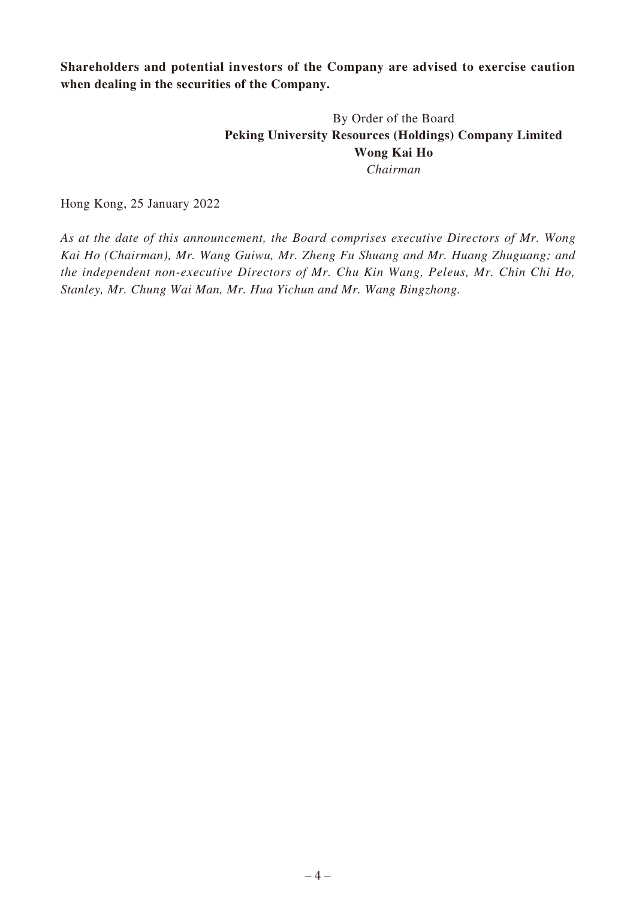**Shareholders and potential investors of the Company are advised to exercise caution when dealing in the securities of the Company.**

By Order of the Board
**Peking University Resources (Holdings) Company Limited**
**Wong Kai Ho**
*Chairman*

Hong Kong, 25 January 2022

*As at the date of this announcement, the Board comprises executive Directors of Mr. Wong Kai Ho (Chairman), Mr. Wang Guiwu, Mr. Zheng Fu Shuang and Mr. Huang Zhuguang; and the independent non-executive Directors of Mr. Chu Kin Wang, Peleus, Mr. Chin Chi Ho, Stanley, Mr. Chung Wai Man, Mr. Hua Yichun and Mr. Wang Bingzhong.*